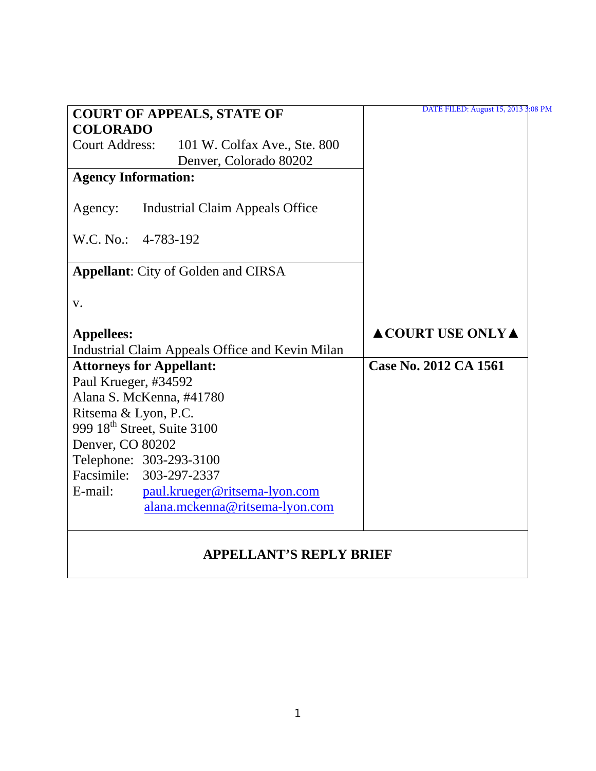DATE FILED: August 15, 2013 3:08 PM

**COURT OF APPEALS, STATE OF COLORADO**
Court Address: 101 W. Colfax Ave., Ste. 800
Denver, Colorado 80202

**Agency Information:**

Agency: Industrial Claim Appeals Office

W.C. No.: 4-783-192

**Appellant**: City of Golden and CIRSA

v.

**Appellees:**
Industrial Claim Appeals Office and Kevin Milan

**▲COURT USE ONLY▲**

**Attorneys for Appellant:**
Paul Krueger, #34592
Alana S. McKenna, #41780
Ritsema & Lyon, P.C.
999 18th Street, Suite 3100
Denver, CO 80202
Telephone: 303-293-3100
Facsimile: 303-297-2337
E-mail: paul.krueger@ritsema-lyon.com
alana.mckenna@ritsema-lyon.com

**Case No. 2012 CA 1561**

**APPELLANT'S REPLY BRIEF**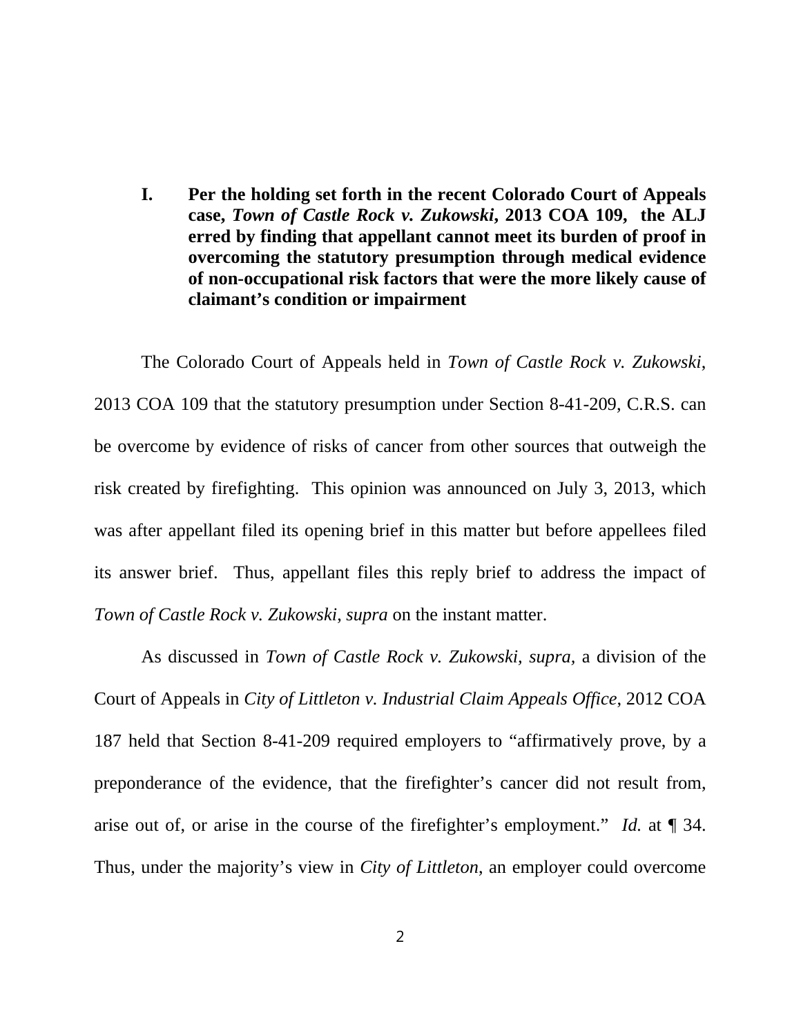## I. Per the holding set forth in the recent Colorado Court of Appeals case, *Town of Castle Rock v. Zukowski*, 2013 COA 109, the ALJ erred by finding that appellant cannot meet its burden of proof in overcoming the statutory presumption through medical evidence of non-occupational risk factors that were the more likely cause of claimant's condition or impairment

The Colorado Court of Appeals held in *Town of Castle Rock v. Zukowski*, 2013 COA 109 that the statutory presumption under Section 8-41-209, C.R.S. can be overcome by evidence of risks of cancer from other sources that outweigh the risk created by firefighting. This opinion was announced on July 3, 2013, which was after appellant filed its opening brief in this matter but before appellees filed its answer brief. Thus, appellant files this reply brief to address the impact of *Town of Castle Rock v. Zukowski*, *supra* on the instant matter.

As discussed in *Town of Castle Rock v. Zukowski*, *supra*, a division of the Court of Appeals in *City of Littleton v. Industrial Claim Appeals Office*, 2012 COA 187 held that Section 8-41-209 required employers to "affirmatively prove, by a preponderance of the evidence, that the firefighter's cancer did not result from, arise out of, or arise in the course of the firefighter's employment." *Id.* at ¶ 34. Thus, under the majority's view in *City of Littleton*, an employer could overcome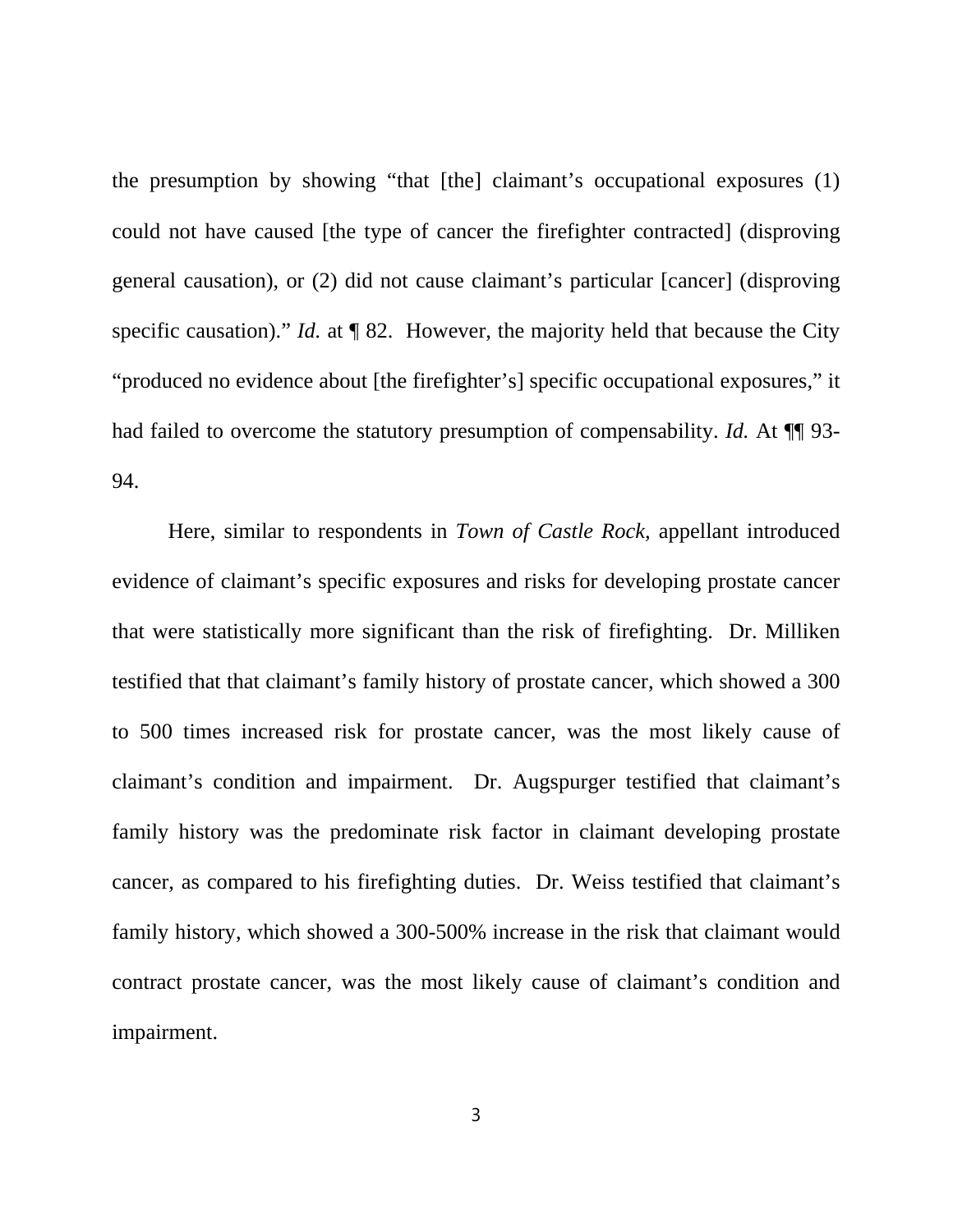the presumption by showing "that [the] claimant's occupational exposures (1) could not have caused [the type of cancer the firefighter contracted] (disproving general causation), or (2) did not cause claimant's particular [cancer] (disproving specific causation)." *Id.* at ¶ 82. However, the majority held that because the City "produced no evidence about [the firefighter's] specific occupational exposures," it had failed to overcome the statutory presumption of compensability. *Id.* At ¶¶ 93-94.

Here, similar to respondents in *Town of Castle Rock*, appellant introduced evidence of claimant's specific exposures and risks for developing prostate cancer that were statistically more significant than the risk of firefighting. Dr. Milliken testified that that claimant's family history of prostate cancer, which showed a 300 to 500 times increased risk for prostate cancer, was the most likely cause of claimant's condition and impairment. Dr. Augspurger testified that claimant's family history was the predominate risk factor in claimant developing prostate cancer, as compared to his firefighting duties. Dr. Weiss testified that claimant's family history, which showed a 300-500% increase in the risk that claimant would contract prostate cancer, was the most likely cause of claimant's condition and impairment.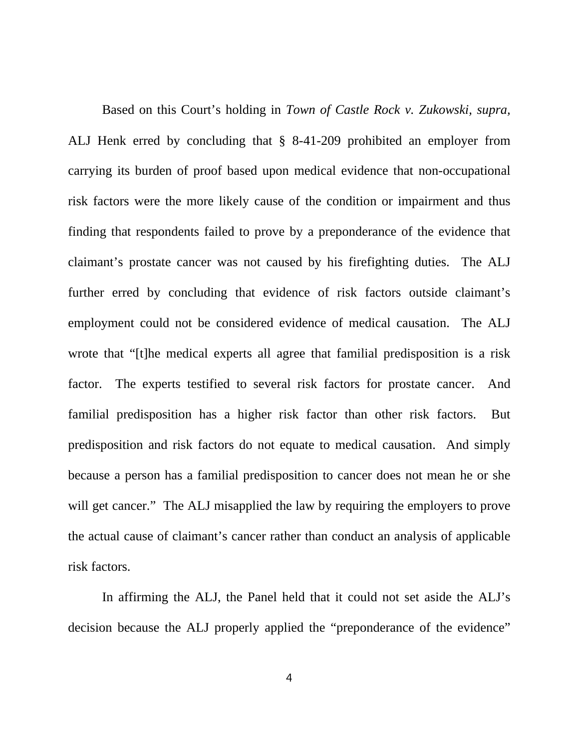Based on this Court's holding in *Town of Castle Rock v. Zukowski*, *supra,* ALJ Henk erred by concluding that § 8-41-209 prohibited an employer from carrying its burden of proof based upon medical evidence that non-occupational risk factors were the more likely cause of the condition or impairment and thus finding that respondents failed to prove by a preponderance of the evidence that claimant's prostate cancer was not caused by his firefighting duties. The ALJ further erred by concluding that evidence of risk factors outside claimant's employment could not be considered evidence of medical causation. The ALJ wrote that "[t]he medical experts all agree that familial predisposition is a risk factor. The experts testified to several risk factors for prostate cancer. And familial predisposition has a higher risk factor than other risk factors. But predisposition and risk factors do not equate to medical causation. And simply because a person has a familial predisposition to cancer does not mean he or she will get cancer." The ALJ misapplied the law by requiring the employers to prove the actual cause of claimant's cancer rather than conduct an analysis of applicable risk factors.

In affirming the ALJ, the Panel held that it could not set aside the ALJ's decision because the ALJ properly applied the "preponderance of the evidence"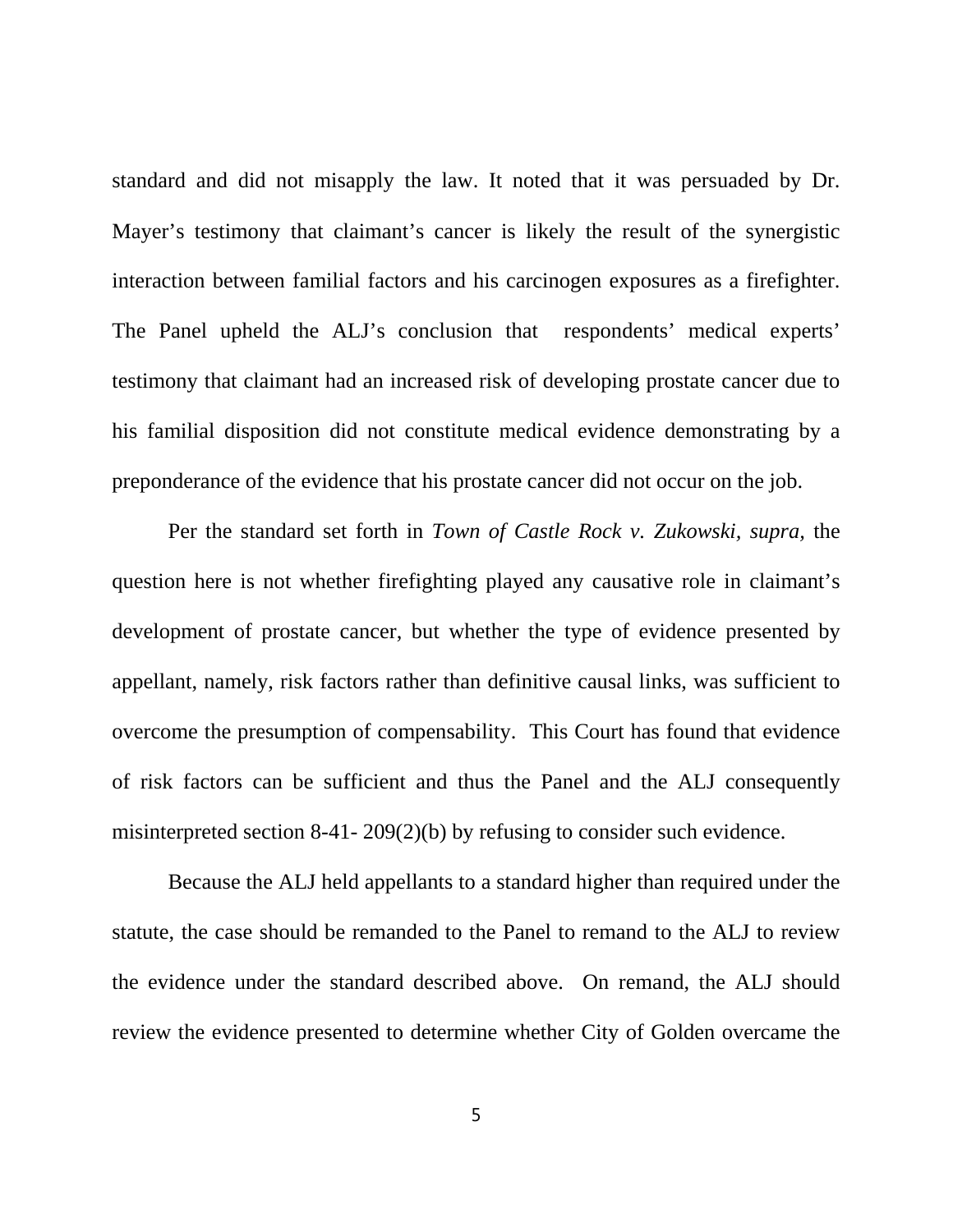standard and did not misapply the law. It noted that it was persuaded by Dr. Mayer's testimony that claimant's cancer is likely the result of the synergistic interaction between familial factors and his carcinogen exposures as a firefighter. The Panel upheld the ALJ's conclusion that respondents' medical experts' testimony that claimant had an increased risk of developing prostate cancer due to his familial disposition did not constitute medical evidence demonstrating by a preponderance of the evidence that his prostate cancer did not occur on the job.

Per the standard set forth in *Town of Castle Rock v. Zukowski, supra,* the question here is not whether firefighting played any causative role in claimant's development of prostate cancer, but whether the type of evidence presented by appellant, namely, risk factors rather than definitive causal links, was sufficient to overcome the presumption of compensability. This Court has found that evidence of risk factors can be sufficient and thus the Panel and the ALJ consequently misinterpreted section 8-41- 209(2)(b) by refusing to consider such evidence.

Because the ALJ held appellants to a standard higher than required under the statute, the case should be remanded to the Panel to remand to the ALJ to review the evidence under the standard described above. On remand, the ALJ should review the evidence presented to determine whether City of Golden overcame the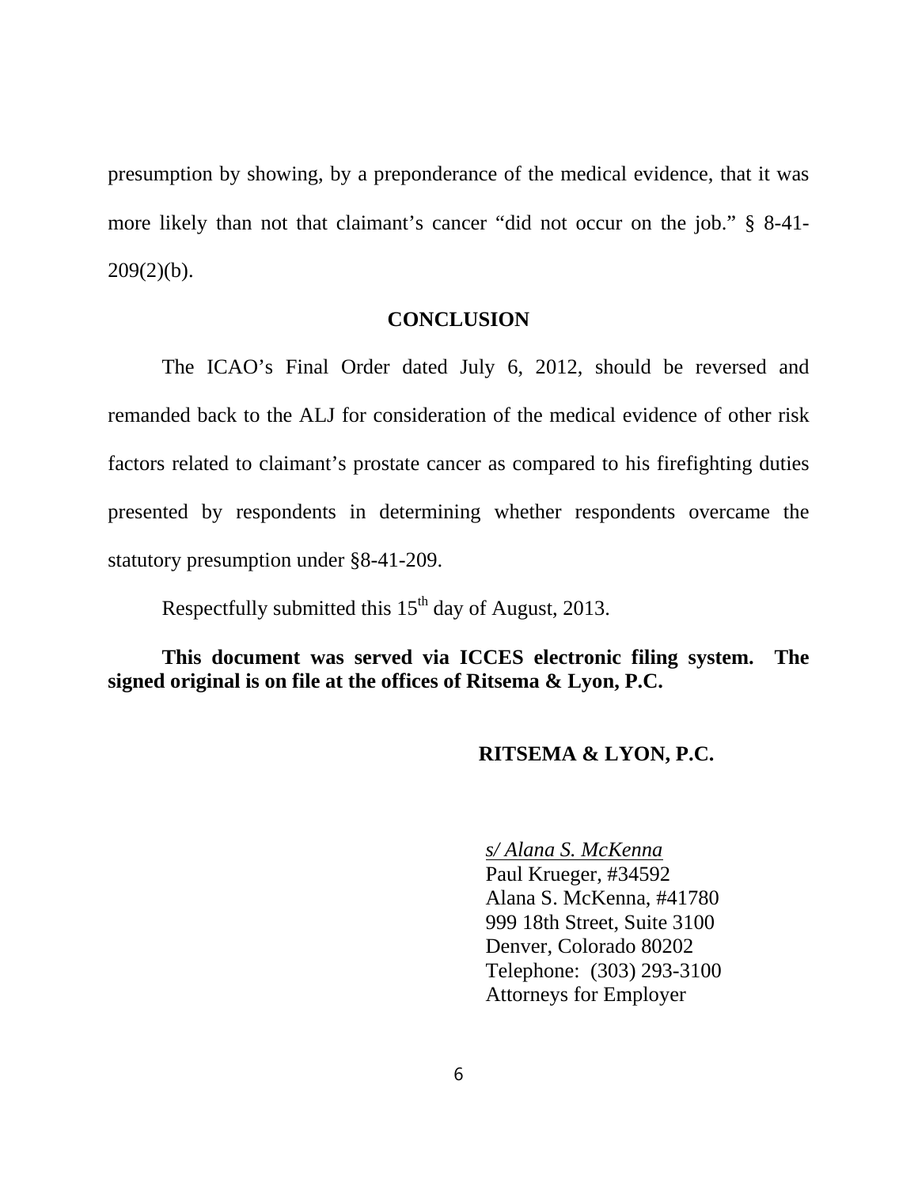presumption by showing, by a preponderance of the medical evidence, that it was more likely than not that claimant's cancer "did not occur on the job." § 8-41-209(2)(b).

## CONCLUSION

The ICAO's Final Order dated July 6, 2012, should be reversed and remanded back to the ALJ for consideration of the medical evidence of other risk factors related to claimant's prostate cancer as compared to his firefighting duties presented by respondents in determining whether respondents overcame the statutory presumption under §8-41-209.

Respectfully submitted this 15th day of August, 2013.

**This document was served via ICCES electronic filing system. The signed original is on file at the offices of Ritsema & Lyon, P.C.**

**RITSEMA & LYON, P.C.**

*s/ Alana S. McKenna*
Paul Krueger, #34592
Alana S. McKenna, #41780
999 18th Street, Suite 3100
Denver, Colorado 80202
Telephone: (303) 293-3100
Attorneys for Employer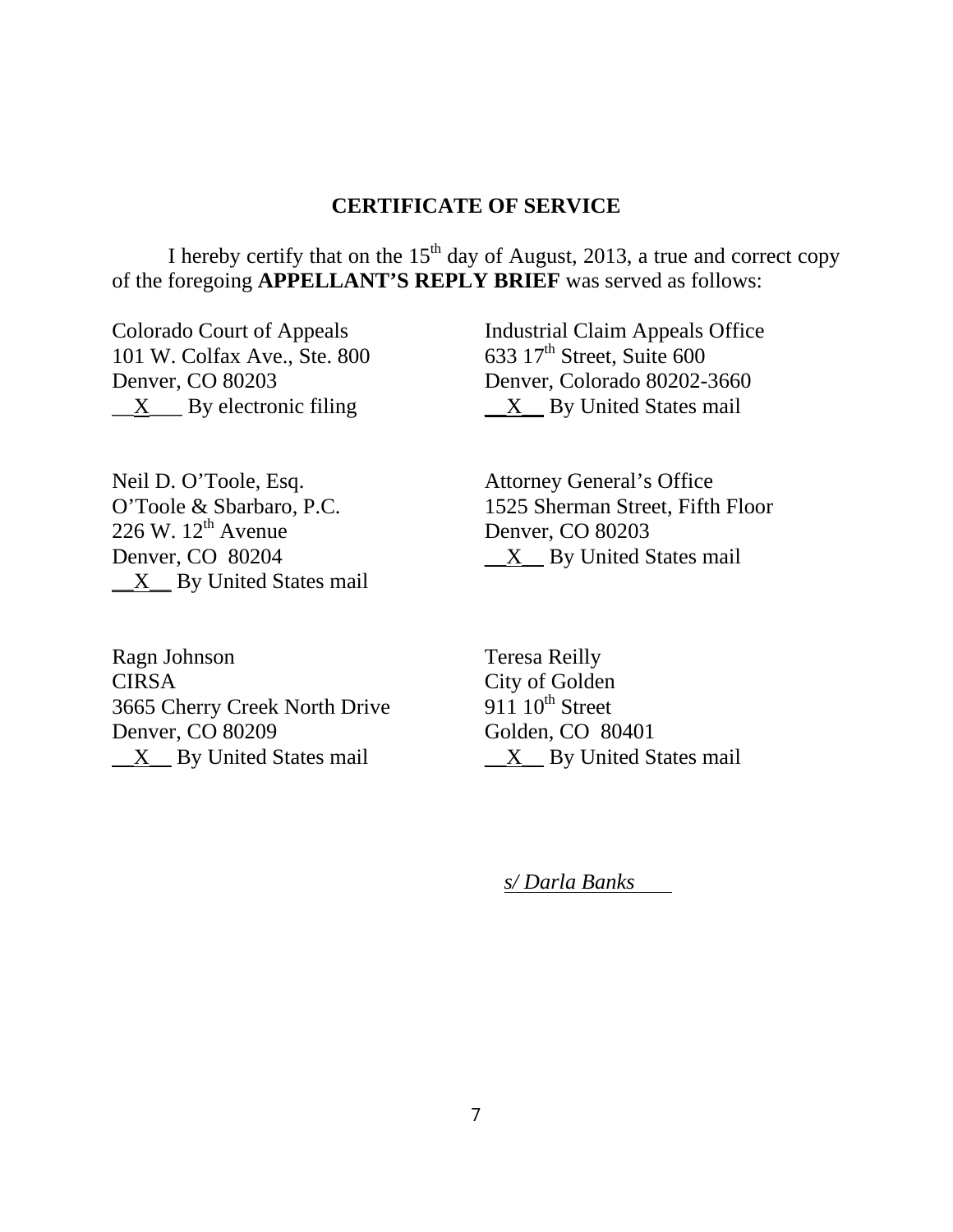## CERTIFICATE OF SERVICE

I hereby certify that on the 15th day of August, 2013, a true and correct copy of the foregoing **APPELLANT'S REPLY BRIEF** was served as follows:

Colorado Court of Appeals
101 W. Colfax Ave., Ste. 800
Denver, CO 80203
__X___ By electronic filing

Industrial Claim Appeals Office
633 17th Street, Suite 600
Denver, Colorado 80202-3660
__X__ By United States mail

Neil D. O'Toole, Esq.
O'Toole & Sbarbaro, P.C.
226 W. 12th Avenue
Denver, CO 80204
__X__ By United States mail

Attorney General's Office
1525 Sherman Street, Fifth Floor
Denver, CO 80203
__X__ By United States mail

Ragn Johnson
CIRSA
3665 Cherry Creek North Drive
Denver, CO 80209
__X__ By United States mail

Teresa Reilly
City of Golden
911 10th Street
Golden, CO 80401
__X__ By United States mail

*s/ Darla Banks*